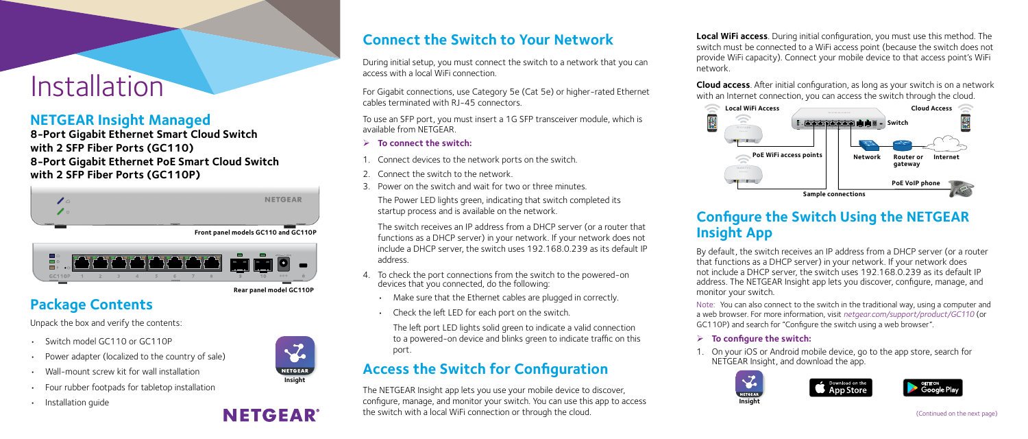# Installation

## NETGEAR Insight Managed

**8-Port Gigabit Ethernet Smart Cloud Switch with 2 SFP Fiber Ports (GC110)**
**8-Port Gigabit Ethernet PoE Smart Cloud Switch with 2 SFP Fiber Ports (GC110P)**

**Front panel models GC110 and GC110P**

**Rear panel model GC110P**

## Package Contents

Unpack the box and verify the contents:

- Switch model GC110 or GC110P
- Power adapter (localized to the country of sale)
- Wall-mount screw kit for wall installation
- Four rubber footpads for tabletop installation
- Installation guide

## Connect the Switch to Your Network

During initial setup, you must connect the switch to a network that you can access with a local WiFi connection.

For Gigabit connections, use Category 5e (Cat 5e) or higher-rated Ethernet cables terminated with RJ-45 connectors.

To use an SFP port, you must insert a 1G SFP transceiver module, which is available from NETGEAR.

➤ **To connect the switch:**

1. Connect devices to the network ports on the switch.
2. Connect the switch to the network.
3. Power on the switch and wait for two or three minutes.

   The Power LED lights green, indicating that switch completed its startup process and is available on the network.

   The switch receives an IP address from a DHCP server (or a router that functions as a DHCP server) in your network. If your network does not include a DHCP server, the switch uses 192.168.0.239 as its default IP address.

4. To check the port connections from the switch to the powered-on devices that you connected, do the following:
   - Make sure that the Ethernet cables are plugged in correctly.
   - Check the left LED for each port on the switch.

     The left port LED lights solid green to indicate a valid connection to a powered-on device and blinks green to indicate traffic on this port.

## Access the Switch for Configuration

The NETGEAR Insight app lets you use your mobile device to discover, configure, manage, and monitor your switch. You can use this app to access the switch with a local WiFi connection or through the cloud.

**Local WiFi access**. During initial configuration, you must use this method. The switch must be connected to a WiFi access point (because the switch does not provide WiFi capacity). Connect your mobile device to that access point's WiFi network.

**Cloud access**. After initial configuration, as long as your switch is on a network with an Internet connection, you can access the switch through the cloud.

Local WiFi Access | Cloud Access | Switch | PoE WiFi access points | Network | Router or gateway | Internet | PoE VoIP phone

**Sample connections**

## Configure the Switch Using the NETGEAR Insight App

By default, the switch receives an IP address from a DHCP server (or a router that functions as a DHCP server) in your network. If your network does not include a DHCP server, the switch uses 192.168.0.239 as its default IP address. The NETGEAR Insight app lets you discover, configure, manage, and monitor your switch.

Note: You can also connect to the switch in the traditional way, using a computer and a web browser. For more information, visit *netgear.com/support/product/GC110* (or GC110P) and search for "Configure the switch using a web browser".

➤ **To configure the switch:**

1. On your iOS or Android mobile device, go to the app store, search for NETGEAR Insight, and download the app.

(Continued on the next page)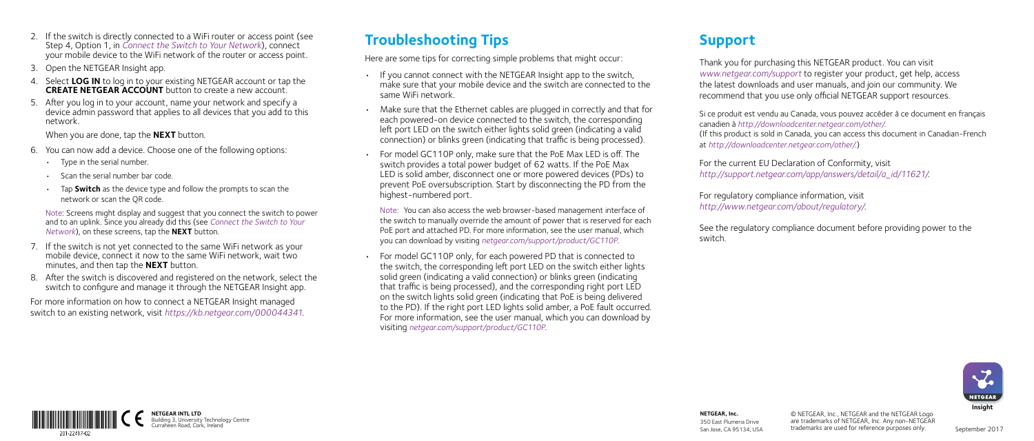2. If the switch is directly connected to a WiFi router or access point (see Step 4, Option 1, in *Connect the Switch to Your Network*), connect your mobile device to the WiFi network of the router or access point.
3. Open the NETGEAR Insight app.
4. Select **LOG IN** to log in to your existing NETGEAR account or tap the **CREATE NETGEAR ACCOUNT** button to create a new account.
5. After you log in to your account, name your network and specify a device admin password that applies to all devices that you add to this network.

   When you are done, tap the **NEXT** button.
6. You can now add a device. Choose one of the following options:
   - Type in the serial number.
   - Scan the serial number bar code.
   - Tap **Switch** as the device type and follow the prompts to scan the network or scan the QR code.

   Note: Screens might display and suggest that you connect the switch to power and to an uplink. Since you already did this (see *Connect the Switch to Your Network*), on these screens, tap the **NEXT** button.
7. If the switch is not yet connected to the same WiFi network as your mobile device, connect it now to the same WiFi network, wait two minutes, and then tap the **NEXT** button.
8. After the switch is discovered and registered on the network, select the switch to configure and manage it through the NETGEAR Insight app.

For more information on how to connect a NETGEAR Insight managed switch to an existing network, visit *https://kb.netgear.com/000044341*.

## Troubleshooting Tips

Here are some tips for correcting simple problems that might occur:

- If you cannot connect with the NETGEAR Insight app to the switch, make sure that your mobile device and the switch are connected to the same WiFi network.
- Make sure that the Ethernet cables are plugged in correctly and that for each powered-on device connected to the switch, the corresponding left port LED on the switch either lights solid green (indicating a valid connection) or blinks green (indicating that traffic is being processed).
- For model GC110P only, make sure that the PoE Max LED is off. The switch provides a total power budget of 62 watts. If the PoE Max LED is solid amber, disconnect one or more powered devices (PDs) to prevent PoE oversubscription. Start by disconnecting the PD from the highest-numbered port.

  Note: You can also access the web browser-based management interface of the switch to manually override the amount of power that is reserved for each PoE port and attached PD. For more information, see the user manual, which you can download by visiting *netgear.com/support/product/GC110P*.
- For model GC110P only, for each powered PD that is connected to the switch, the corresponding left port LED on the switch either lights solid green (indicating a valid connection) or blinks green (indicating that traffic is being processed), and the corresponding right port LED on the switch lights solid green (indicating that PoE is being delivered to the PD). If the right port LED lights solid amber, a PoE fault occurred. For more information, see the user manual, which you can download by visiting *netgear.com/support/product/GC110P*.

## Support

Thank you for purchasing this NETGEAR product. You can visit *www.netgear.com/support* to register your product, get help, access the latest downloads and user manuals, and join our community. We recommend that you use only official NETGEAR support resources.

Si ce produit est vendu au Canada, vous pouvez accéder à ce document en français canadien à *http://downloadcenter.netgear.com/other/*.
(If this product is sold in Canada, you can access this document in Canadian-French at *http://downloadcenter.netgear.com/other/*.)

For the current EU Declaration of Conformity, visit *http://support.netgear.com/app/answers/detail/a_id/11621/*.

For regulatory compliance information, visit *http://www.netgear.com/about/regulatory/*.

See the regulatory compliance document before providing power to the switch.

Insight

201-22417-02

**NETGEAR INTL LTD**
Building 3, University Technology Centre
Curraheen Road, Cork, Ireland

**NETGEAR, Inc.**
350 East Plumeria Drive
San Jose, CA 95134, USA

© NETGEAR, Inc., NETGEAR and the NETGEAR Logo are trademarks of NETGEAR, Inc. Any non-NETGEAR trademarks are used for reference purposes only.

September 2017